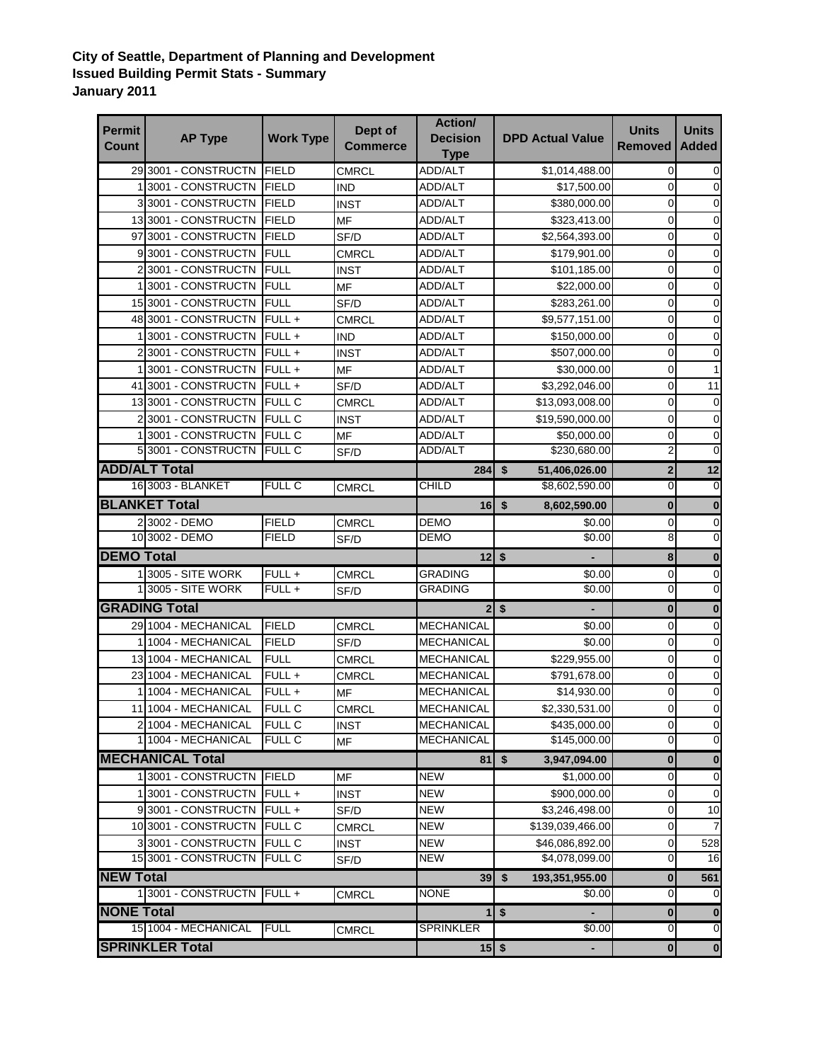**City of Seattle, Department of Planning and Development**
**Issued Building Permit Stats - Summary**
**January 2011**

| Permit Count | AP Type | Work Type | Dept of Commerce | Action/ Decision Type | DPD Actual Value | Units Removed | Units Added |
|---|---|---|---|---|---|---|---|
| 29 | 3001 - CONSTRUCTN | FIELD | CMRCL | ADD/ALT | $1,014,488.00 | 0 | 0 |
| 1 | 3001 - CONSTRUCTN | FIELD | IND | ADD/ALT | $17,500.00 | 0 | 0 |
| 3 | 3001 - CONSTRUCTN | FIELD | INST | ADD/ALT | $380,000.00 | 0 | 0 |
| 13 | 3001 - CONSTRUCTN | FIELD | MF | ADD/ALT | $323,413.00 | 0 | 0 |
| 97 | 3001 - CONSTRUCTN | FIELD | SF/D | ADD/ALT | $2,564,393.00 | 0 | 0 |
| 9 | 3001 - CONSTRUCTN | FULL | CMRCL | ADD/ALT | $179,901.00 | 0 | 0 |
| 2 | 3001 - CONSTRUCTN | FULL | INST | ADD/ALT | $101,185.00 | 0 | 0 |
| 1 | 3001 - CONSTRUCTN | FULL | MF | ADD/ALT | $22,000.00 | 0 | 0 |
| 15 | 3001 - CONSTRUCTN | FULL | SF/D | ADD/ALT | $283,261.00 | 0 | 0 |
| 48 | 3001 - CONSTRUCTN | FULL + | CMRCL | ADD/ALT | $9,577,151.00 | 0 | 0 |
| 1 | 3001 - CONSTRUCTN | FULL + | IND | ADD/ALT | $150,000.00 | 0 | 0 |
| 2 | 3001 - CONSTRUCTN | FULL + | INST | ADD/ALT | $507,000.00 | 0 | 0 |
| 1 | 3001 - CONSTRUCTN | FULL + | MF | ADD/ALT | $30,000.00 | 0 | 1 |
| 41 | 3001 - CONSTRUCTN | FULL + | SF/D | ADD/ALT | $3,292,046.00 | 0 | 11 |
| 13 | 3001 - CONSTRUCTN | FULL C | CMRCL | ADD/ALT | $13,093,008.00 | 0 | 0 |
| 2 | 3001 - CONSTRUCTN | FULL C | INST | ADD/ALT | $19,590,000.00 | 0 | 0 |
| 1 | 3001 - CONSTRUCTN | FULL C | MF | ADD/ALT | $50,000.00 | 0 | 0 |
| 5 | 3001 - CONSTRUCTN | FULL C | SF/D | ADD/ALT | $230,680.00 | 2 | 0 |
| **ADD/ALT Total** | | | | **284** | **$ 51,406,026.00** | **2** | **12** |
| 16 | 3003 - BLANKET | FULL C | CMRCL | CHILD | $8,602,590.00 | 0 | 0 |
| **BLANKET Total** | | | | **16** | **$ 8,602,590.00** | **0** | **0** |
| 2 | 3002 - DEMO | FIELD | CMRCL | DEMO | $0.00 | 0 | 0 |
| 10 | 3002 - DEMO | FIELD | SF/D | DEMO | $0.00 | 8 | 0 |
| **DEMO Total** | | | | **12** | **$ -** | **8** | **0** |
| 1 | 3005 - SITE WORK | FULL + | CMRCL | GRADING | $0.00 | 0 | 0 |
| 1 | 3005 - SITE WORK | FULL + | SF/D | GRADING | $0.00 | 0 | 0 |
| **GRADING Total** | | | | **2** | **$ -** | **0** | **0** |
| 29 | 1004 - MECHANICAL | FIELD | CMRCL | MECHANICAL | $0.00 | 0 | 0 |
| 1 | 1004 - MECHANICAL | FIELD | SF/D | MECHANICAL | $0.00 | 0 | 0 |
| 13 | 1004 - MECHANICAL | FULL | CMRCL | MECHANICAL | $229,955.00 | 0 | 0 |
| 23 | 1004 - MECHANICAL | FULL + | CMRCL | MECHANICAL | $791,678.00 | 0 | 0 |
| 1 | 1004 - MECHANICAL | FULL + | MF | MECHANICAL | $14,930.00 | 0 | 0 |
| 11 | 1004 - MECHANICAL | FULL C | CMRCL | MECHANICAL | $2,330,531.00 | 0 | 0 |
| 2 | 1004 - MECHANICAL | FULL C | INST | MECHANICAL | $435,000.00 | 0 | 0 |
| 1 | 1004 - MECHANICAL | FULL C | MF | MECHANICAL | $145,000.00 | 0 | 0 |
| **MECHANICAL Total** | | | | **81** | **$ 3,947,094.00** | **0** | **0** |
| 1 | 3001 - CONSTRUCTN | FIELD | MF | NEW | $1,000.00 | 0 | 0 |
| 1 | 3001 - CONSTRUCTN | FULL + | INST | NEW | $900,000.00 | 0 | 0 |
| 9 | 3001 - CONSTRUCTN | FULL + | SF/D | NEW | $3,246,498.00 | 0 | 10 |
| 10 | 3001 - CONSTRUCTN | FULL C | CMRCL | NEW | $139,039,466.00 | 0 | 7 |
| 3 | 3001 - CONSTRUCTN | FULL C | INST | NEW | $46,086,892.00 | 0 | 528 |
| 15 | 3001 - CONSTRUCTN | FULL C | SF/D | NEW | $4,078,099.00 | 0 | 16 |
| **NEW Total** | | | | **39** | **$ 193,351,955.00** | **0** | **561** |
| 1 | 3001 - CONSTRUCTN | FULL + | CMRCL | NONE | $0.00 | 0 | 0 |
| **NONE Total** | | | | **1** | **$ -** | **0** | **0** |
| 15 | 1004 - MECHANICAL | FULL | CMRCL | SPRINKLER | $0.00 | 0 | 0 |
| **SPRINKLER Total** | | | | **15** | **$ -** | **0** | **0** |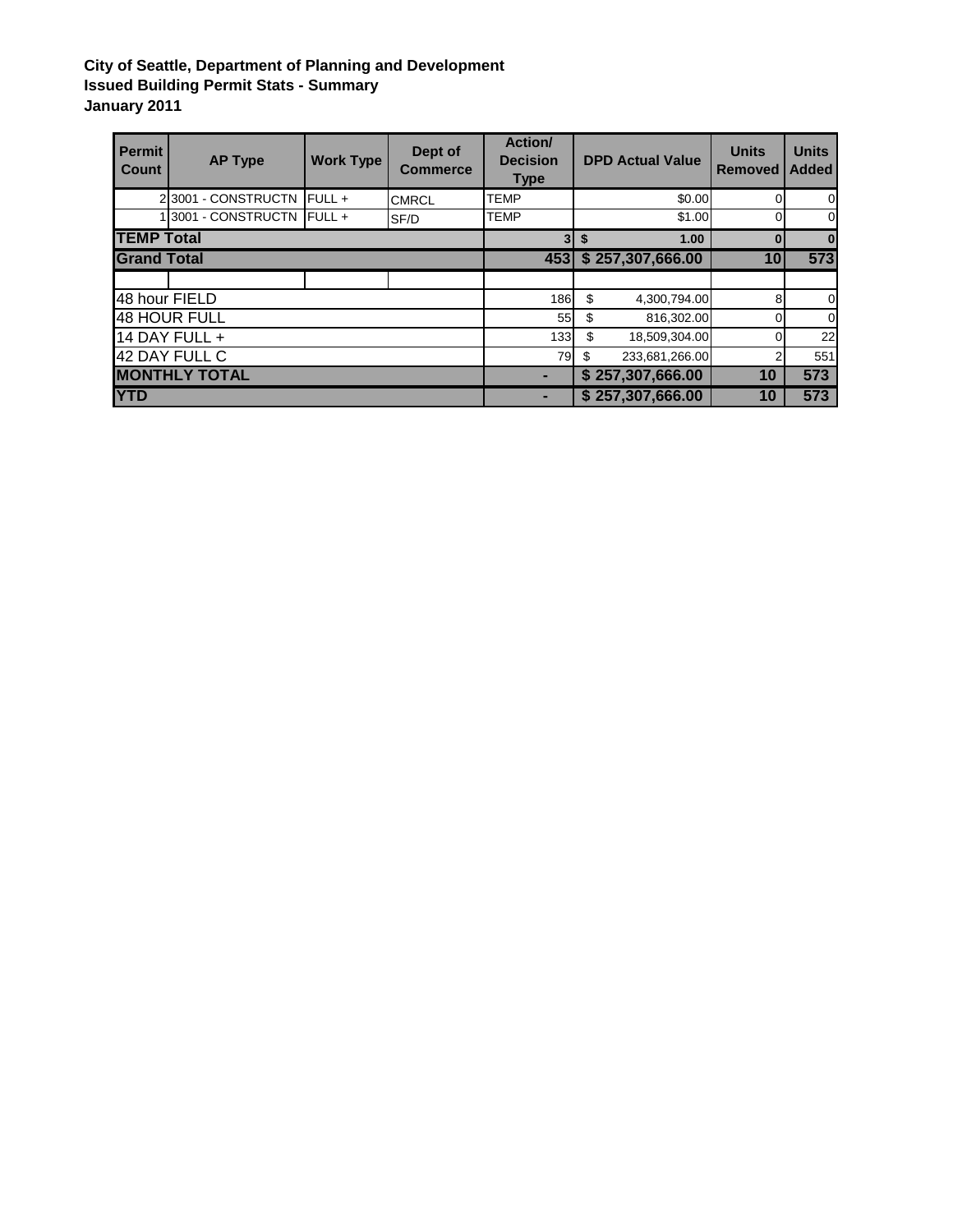**City of Seattle, Department of Planning and Development**
**Issued Building Permit Stats - Summary**
**January 2011**

| Permit Count | AP Type | Work Type | Dept of Commerce | Action/ Decision Type | DPD Actual Value | Units Removed | Units Added |
|---|---|---|---|---|---|---|---|
| 2 | 3001 - CONSTRUCTN | FULL + | CMRCL | TEMP | $0.00 | 0 | 0 |
| 1 | 3001 - CONSTRUCTN | FULL + | SF/D | TEMP | $1.00 | 0 | 0 |
| **TEMP Total** | | | | **3** | **$ 1.00** | **0** | **0** |
| **Grand Total** | | | | **453** | **$ 257,307,666.00** | **10** | **573** |
| | | | | | | | |
| 48 hour FIELD | | | | 186 | $ 4,300,794.00 | 8 | 0 |
| 48 HOUR FULL | | | | 55 | $ 816,302.00 | 0 | 0 |
| 14 DAY FULL + | | | | 133 | $ 18,509,304.00 | 0 | 22 |
| 42 DAY FULL C | | | | 79 | $ 233,681,266.00 | 2 | 551 |
| **MONTHLY TOTAL** | | | | **-** | **$ 257,307,666.00** | **10** | **573** |
| **YTD** | | | | **-** | **$ 257,307,666.00** | **10** | **573** |